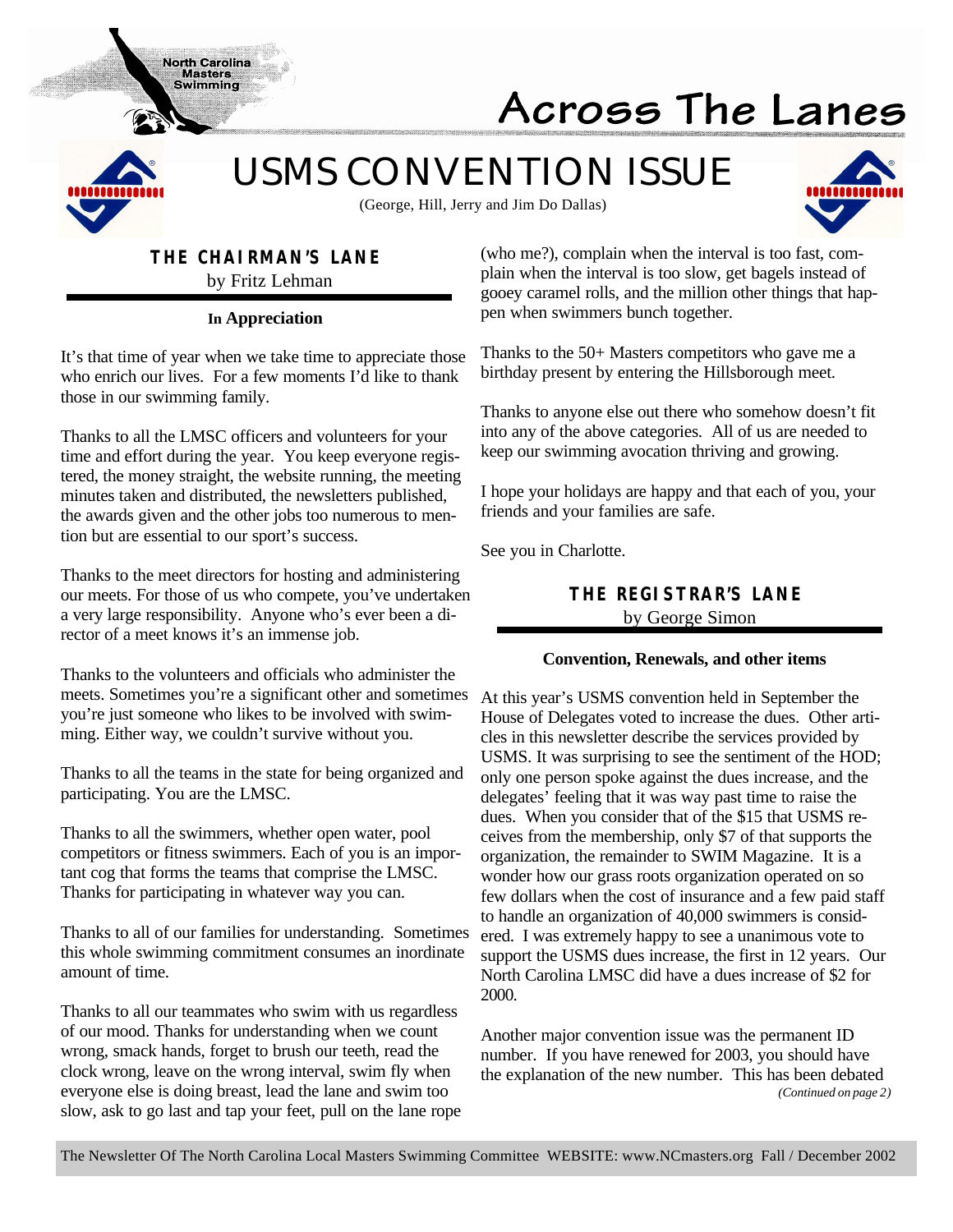North Carolina Masters Swimming

# Across The Lanes

# USMS CONVENTION ISSUE

(George, Hill, Jerry and Jim Do Dallas)

## THE CHAIRMAN'S LANE

by Fritz Lehman

### In Appreciation

It's that time of year when we take time to appreciate those who enrich our lives. For a few moments I'd like to thank those in our swimming family.

Thanks to all the LMSC officers and volunteers for your time and effort during the year. You keep everyone registered, the money straight, the website running, the meeting minutes taken and distributed, the newsletters published, the awards given and the other jobs too numerous to mention but are essential to our sport's success.

Thanks to the meet directors for hosting and administering our meets. For those of us who compete, you've undertaken a very large responsibility. Anyone who's ever been a director of a meet knows it's an immense job.

Thanks to the volunteers and officials who administer the meets. Sometimes you're a significant other and sometimes you're just someone who likes to be involved with swimming. Either way, we couldn't survive without you.

Thanks to all the teams in the state for being organized and participating. You are the LMSC.

Thanks to all the swimmers, whether open water, pool competitors or fitness swimmers. Each of you is an important cog that forms the teams that comprise the LMSC. Thanks for participating in whatever way you can.

Thanks to all of our families for understanding. Sometimes this whole swimming commitment consumes an inordinate amount of time.

Thanks to all our teammates who swim with us regardless of our mood. Thanks for understanding when we count wrong, smack hands, forget to brush our teeth, read the clock wrong, leave on the wrong interval, swim fly when everyone else is doing breast, lead the lane and swim too slow, ask to go last and tap your feet, pull on the lane rope (who me?), complain when the interval is too fast, complain when the interval is too slow, get bagels instead of gooey caramel rolls, and the million other things that happen when swimmers bunch together.

Thanks to the 50+ Masters competitors who gave me a birthday present by entering the Hillsborough meet.

Thanks to anyone else out there who somehow doesn't fit into any of the above categories. All of us are needed to keep our swimming avocation thriving and growing.

I hope your holidays are happy and that each of you, your friends and your families are safe.

See you in Charlotte.

## THE REGISTRAR'S LANE

by George Simon

### Convention, Renewals, and other items

At this year's USMS convention held in September the House of Delegates voted to increase the dues. Other articles in this newsletter describe the services provided by USMS. It was surprising to see the sentiment of the HOD; only one person spoke against the dues increase, and the delegates' feeling that it was way past time to raise the dues. When you consider that of the $15 that USMS receives from the membership, only $7 of that supports the organization, the remainder to SWIM Magazine. It is a wonder how our grass roots organization operated on so few dollars when the cost of insurance and a few paid staff to handle an organization of 40,000 swimmers is considered. I was extremely happy to see a unanimous vote to support the USMS dues increase, the first in 12 years. Our North Carolina LMSC did have a dues increase of $2 for 2000.

Another major convention issue was the permanent ID number. If you have renewed for 2003, you should have the explanation of the new number. This has been debated

*(Continued on page 2)*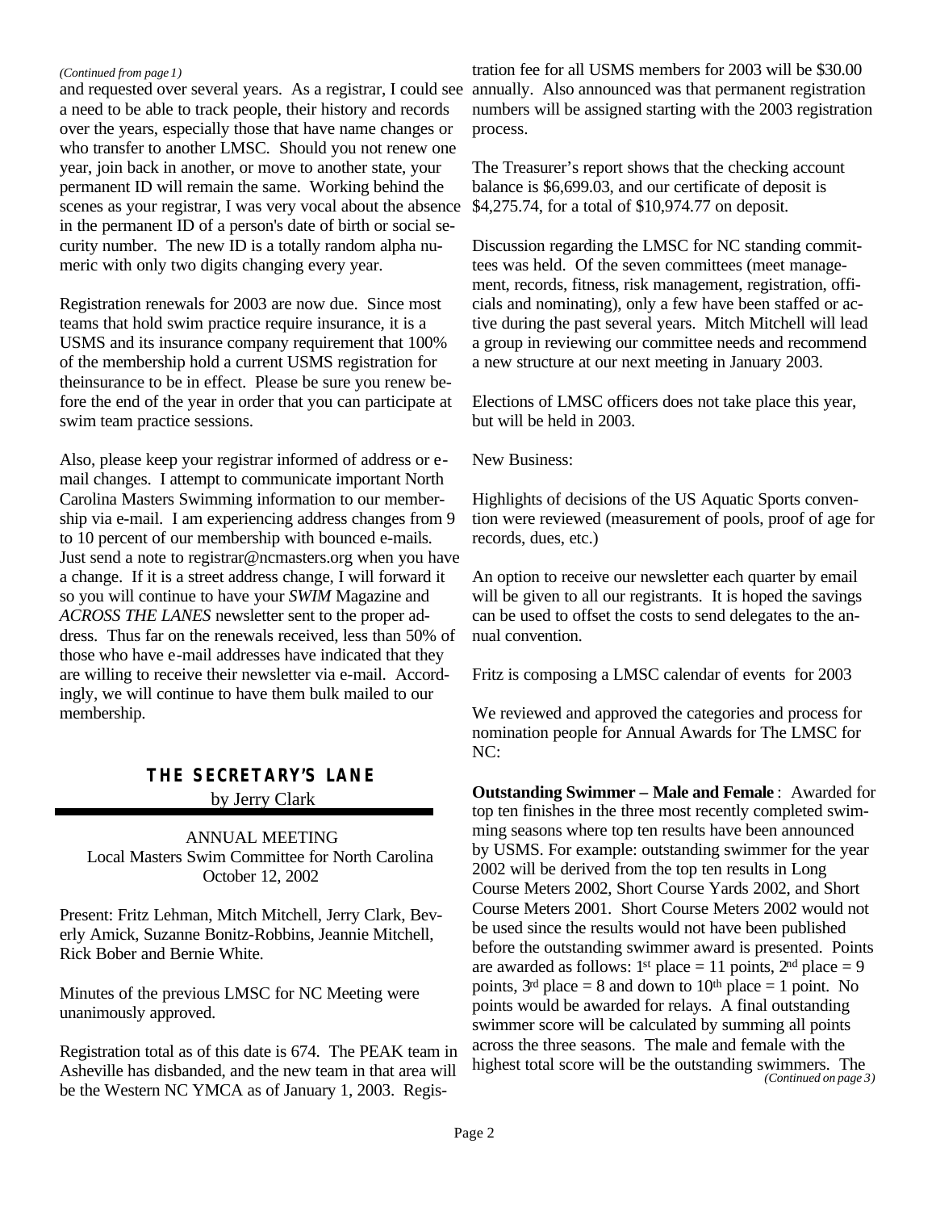*(Continued from page 1)*

and requested over several years. As a registrar, I could see a need to be able to track people, their history and records over the years, especially those that have name changes or who transfer to another LMSC. Should you not renew one year, join back in another, or move to another state, your permanent ID will remain the same. Working behind the scenes as your registrar, I was very vocal about the absence in the permanent ID of a person's date of birth or social security number. The new ID is a totally random alpha numeric with only two digits changing every year.

Registration renewals for 2003 are now due. Since most teams that hold swim practice require insurance, it is a USMS and its insurance company requirement that 100% of the membership hold a current USMS registration for theinsurance to be in effect. Please be sure you renew before the end of the year in order that you can participate at swim team practice sessions.

Also, please keep your registrar informed of address or e-mail changes. I attempt to communicate important North Carolina Masters Swimming information to our membership via e-mail. I am experiencing address changes from 9 to 10 percent of our membership with bounced e-mails. Just send a note to registrar@ncmasters.org when you have a change. If it is a street address change, I will forward it so you will continue to have your *SWIM* Magazine and *ACROSS THE LANES* newsletter sent to the proper address. Thus far on the renewals received, less than 50% of those who have e-mail addresses have indicated that they are willing to receive their newsletter via e-mail. Accordingly, we will continue to have them bulk mailed to our membership.

## THE SECRETARY'S LANE

by Jerry Clark

ANNUAL MEETING
Local Masters Swim Committee for North Carolina
October 12, 2002

Present: Fritz Lehman, Mitch Mitchell, Jerry Clark, Beverly Amick, Suzanne Bonitz-Robbins, Jeannie Mitchell, Rick Bober and Bernie White.

Minutes of the previous LMSC for NC Meeting were unanimously approved.

Registration total as of this date is 674. The PEAK team in Asheville has disbanded, and the new team in that area will be the Western NC YMCA as of January 1, 2003. Registration fee for all USMS members for 2003 will be $30.00 annually. Also announced was that permanent registration numbers will be assigned starting with the 2003 registration process.

The Treasurer's report shows that the checking account balance is $6,699.03, and our certificate of deposit is $4,275.74, for a total of $10,974.77 on deposit.

Discussion regarding the LMSC for NC standing committees was held. Of the seven committees (meet management, records, fitness, risk management, registration, officials and nominating), only a few have been staffed or active during the past several years. Mitch Mitchell will lead a group in reviewing our committee needs and recommend a new structure at our next meeting in January 2003.

Elections of LMSC officers does not take place this year, but will be held in 2003.

New Business:

Highlights of decisions of the US Aquatic Sports convention were reviewed (measurement of pools, proof of age for records, dues, etc.)

An option to receive our newsletter each quarter by email will be given to all our registrants. It is hoped the savings can be used to offset the costs to send delegates to the annual convention.

Fritz is composing a LMSC calendar of events for 2003

We reviewed and approved the categories and process for nomination people for Annual Awards for The LMSC for NC:

**Outstanding Swimmer – Male and Female** : Awarded for top ten finishes in the three most recently completed swimming seasons where top ten results have been announced by USMS. For example: outstanding swimmer for the year 2002 will be derived from the top ten results in Long Course Meters 2002, Short Course Yards 2002, and Short Course Meters 2001. Short Course Meters 2002 would not be used since the results would not have been published before the outstanding swimmer award is presented. Points are awarded as follows: 1st place = 11 points, 2nd place = 9 points, 3rd place = 8 and down to 10th place = 1 point. No points would be awarded for relays. A final outstanding swimmer score will be calculated by summing all points across the three seasons. The male and female with the highest total score will be the outstanding swimmers. The

*(Continued on page 3)*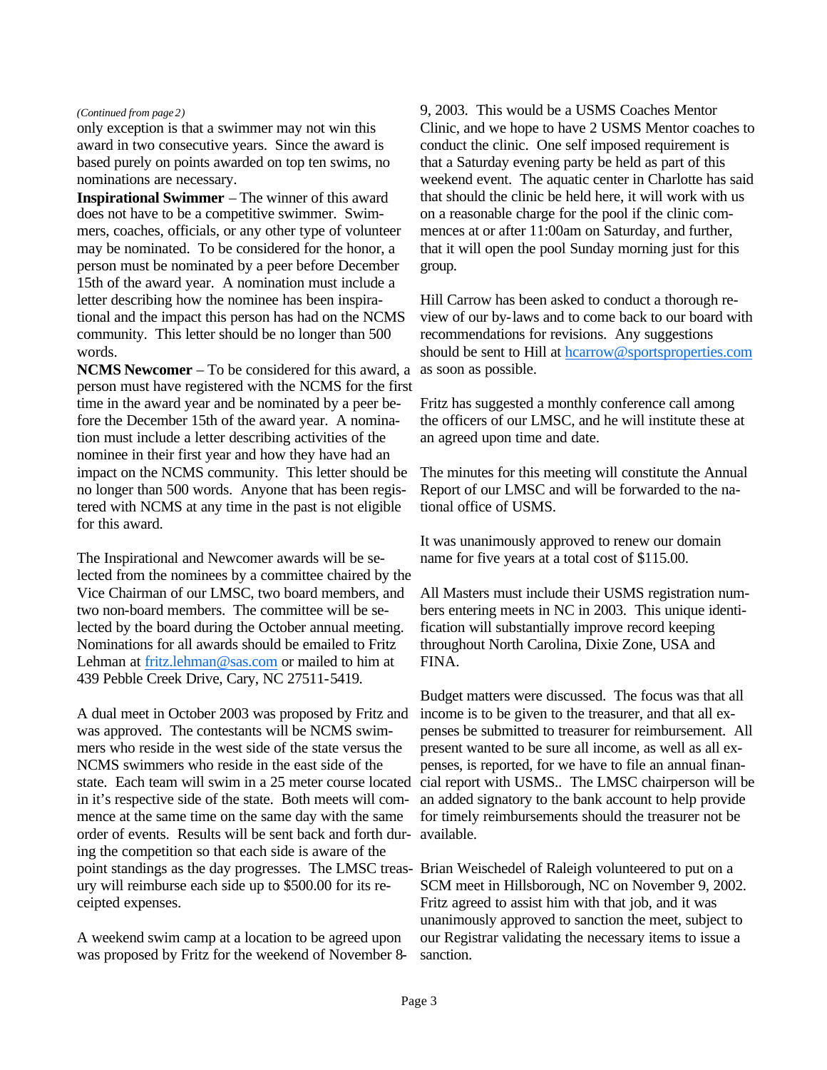*(Continued from page 2)*

only exception is that a swimmer may not win this award in two consecutive years. Since the award is based purely on points awarded on top ten swims, no nominations are necessary.

**Inspirational Swimmer** – The winner of this award does not have to be a competitive swimmer. Swimmers, coaches, officials, or any other type of volunteer may be nominated. To be considered for the honor, a person must be nominated by a peer before December 15th of the award year. A nomination must include a letter describing how the nominee has been inspirational and the impact this person has had on the NCMS community. This letter should be no longer than 500 words.

**NCMS Newcomer** – To be considered for this award, a person must have registered with the NCMS for the first time in the award year and be nominated by a peer before the December 15th of the award year. A nomination must include a letter describing activities of the nominee in their first year and how they have had an impact on the NCMS community. This letter should be no longer than 500 words. Anyone that has been registered with NCMS at any time in the past is not eligible for this award.

The Inspirational and Newcomer awards will be selected from the nominees by a committee chaired by the Vice Chairman of our LMSC, two board members, and two non-board members. The committee will be selected by the board during the October annual meeting. Nominations for all awards should be emailed to Fritz Lehman at fritz.lehman@sas.com or mailed to him at 439 Pebble Creek Drive, Cary, NC 27511-5419.

A dual meet in October 2003 was proposed by Fritz and was approved. The contestants will be NCMS swimmers who reside in the west side of the state versus the NCMS swimmers who reside in the east side of the state. Each team will swim in a 25 meter course located in it's respective side of the state. Both meets will commence at the same time on the same day with the same order of events. Results will be sent back and forth during the competition so that each side is aware of the point standings as the day progresses. The LMSC treasury will reimburse each side up to $500.00 for its receipted expenses.

A weekend swim camp at a location to be agreed upon was proposed by Fritz for the weekend of November 8-9, 2003. This would be a USMS Coaches Mentor Clinic, and we hope to have 2 USMS Mentor coaches to conduct the clinic. One self imposed requirement is that a Saturday evening party be held as part of this weekend event. The aquatic center in Charlotte has said that should the clinic be held here, it will work with us on a reasonable charge for the pool if the clinic commences at or after 11:00am on Saturday, and further, that it will open the pool Sunday morning just for this group.

Hill Carrow has been asked to conduct a thorough review of our by-laws and to come back to our board with recommendations for revisions. Any suggestions should be sent to Hill at hcarrow@sportsproperties.com as soon as possible.

Fritz has suggested a monthly conference call among the officers of our LMSC, and he will institute these at an agreed upon time and date.

The minutes for this meeting will constitute the Annual Report of our LMSC and will be forwarded to the national office of USMS.

It was unanimously approved to renew our domain name for five years at a total cost of $115.00.

All Masters must include their USMS registration numbers entering meets in NC in 2003. This unique identification will substantially improve record keeping throughout North Carolina, Dixie Zone, USA and FINA.

Budget matters were discussed. The focus was that all income is to be given to the treasurer, and that all expenses be submitted to treasurer for reimbursement. All present wanted to be sure all income, as well as all expenses, is reported, for we have to file an annual financial report with USMS.. The LMSC chairperson will be an added signatory to the bank account to help provide for timely reimbursements should the treasurer not be available.

Brian Weischedel of Raleigh volunteered to put on a SCM meet in Hillsborough, NC on November 9, 2002. Fritz agreed to assist him with that job, and it was unanimously approved to sanction the meet, subject to our Registrar validating the necessary items to issue a sanction.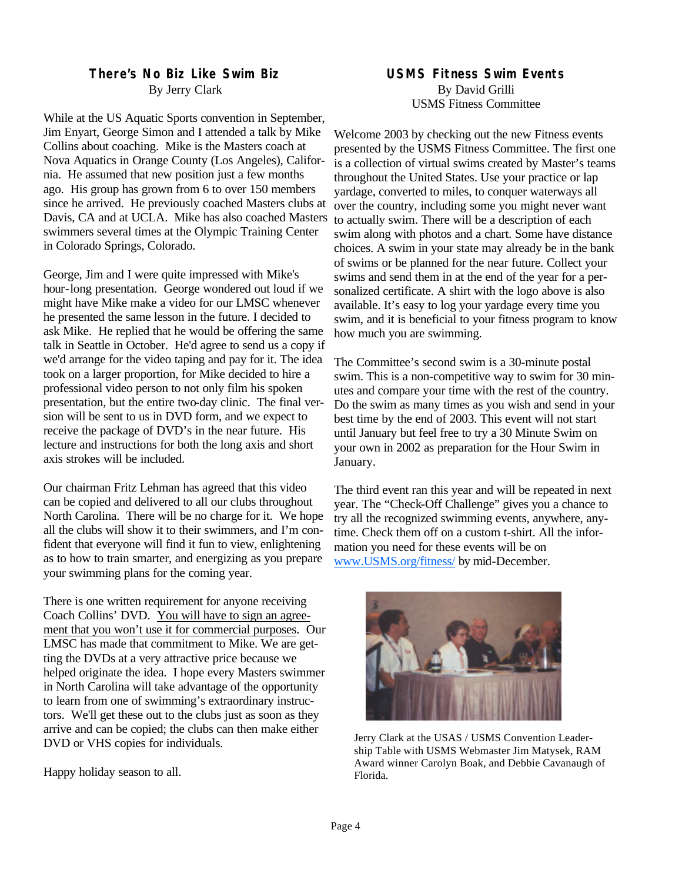## There's No Biz Like Swim Biz

By Jerry Clark

While at the US Aquatic Sports convention in September, Jim Enyart, George Simon and I attended a talk by Mike Collins about coaching. Mike is the Masters coach at Nova Aquatics in Orange County (Los Angeles), California. He assumed that new position just a few months ago. His group has grown from 6 to over 150 members since he arrived. He previously coached Masters clubs at Davis, CA and at UCLA. Mike has also coached Masters swimmers several times at the Olympic Training Center in Colorado Springs, Colorado.

George, Jim and I were quite impressed with Mike's hour-long presentation. George wondered out loud if we might have Mike make a video for our LMSC whenever he presented the same lesson in the future. I decided to ask Mike. He replied that he would be offering the same talk in Seattle in October. He'd agree to send us a copy if we'd arrange for the video taping and pay for it. The idea took on a larger proportion, for Mike decided to hire a professional video person to not only film his spoken presentation, but the entire two-day clinic. The final version will be sent to us in DVD form, and we expect to receive the package of DVD's in the near future. His lecture and instructions for both the long axis and short axis strokes will be included.

Our chairman Fritz Lehman has agreed that this video can be copied and delivered to all our clubs throughout North Carolina. There will be no charge for it. We hope all the clubs will show it to their swimmers, and I'm confident that everyone will find it fun to view, enlightening as to how to train smarter, and energizing as you prepare your swimming plans for the coming year.

There is one written requirement for anyone receiving Coach Collins' DVD. <u>You will have to sign an agreement that you won't use it for commercial purposes</u>. Our LMSC has made that commitment to Mike. We are getting the DVDs at a very attractive price because we helped originate the idea. I hope every Masters swimmer in North Carolina will take advantage of the opportunity to learn from one of swimming's extraordinary instructors. We'll get these out to the clubs just as soon as they arrive and can be copied; the clubs can then make either DVD or VHS copies for individuals.

Happy holiday season to all.

## USMS Fitness Swim Events

By David Grilli
USMS Fitness Committee

Welcome 2003 by checking out the new Fitness events presented by the USMS Fitness Committee. The first one is a collection of virtual swims created by Master's teams throughout the United States. Use your practice or lap yardage, converted to miles, to conquer waterways all over the country, including some you might never want to actually swim. There will be a description of each swim along with photos and a chart. Some have distance choices. A swim in your state may already be in the bank of swims or be planned for the near future. Collect your swims and send them in at the end of the year for a personalized certificate. A shirt with the logo above is also available. It's easy to log your yardage every time you swim, and it is beneficial to your fitness program to know how much you are swimming.

The Committee's second swim is a 30-minute postal swim. This is a non-competitive way to swim for 30 minutes and compare your time with the rest of the country. Do the swim as many times as you wish and send in your best time by the end of 2003. This event will not start until January but feel free to try a 30 Minute Swim on your own in 2002 as preparation for the Hour Swim in January.

The third event ran this year and will be repeated in next year. The "Check-Off Challenge" gives you a chance to try all the recognized swimming events, anywhere, anytime. Check them off on a custom t-shirt. All the information you need for these events will be on www.USMS.org/fitness/ by mid-December.

Jerry Clark at the USAS / USMS Convention Leadership Table with USMS Webmaster Jim Matysek, RAM Award winner Carolyn Boak, and Debbie Cavanaugh of Florida.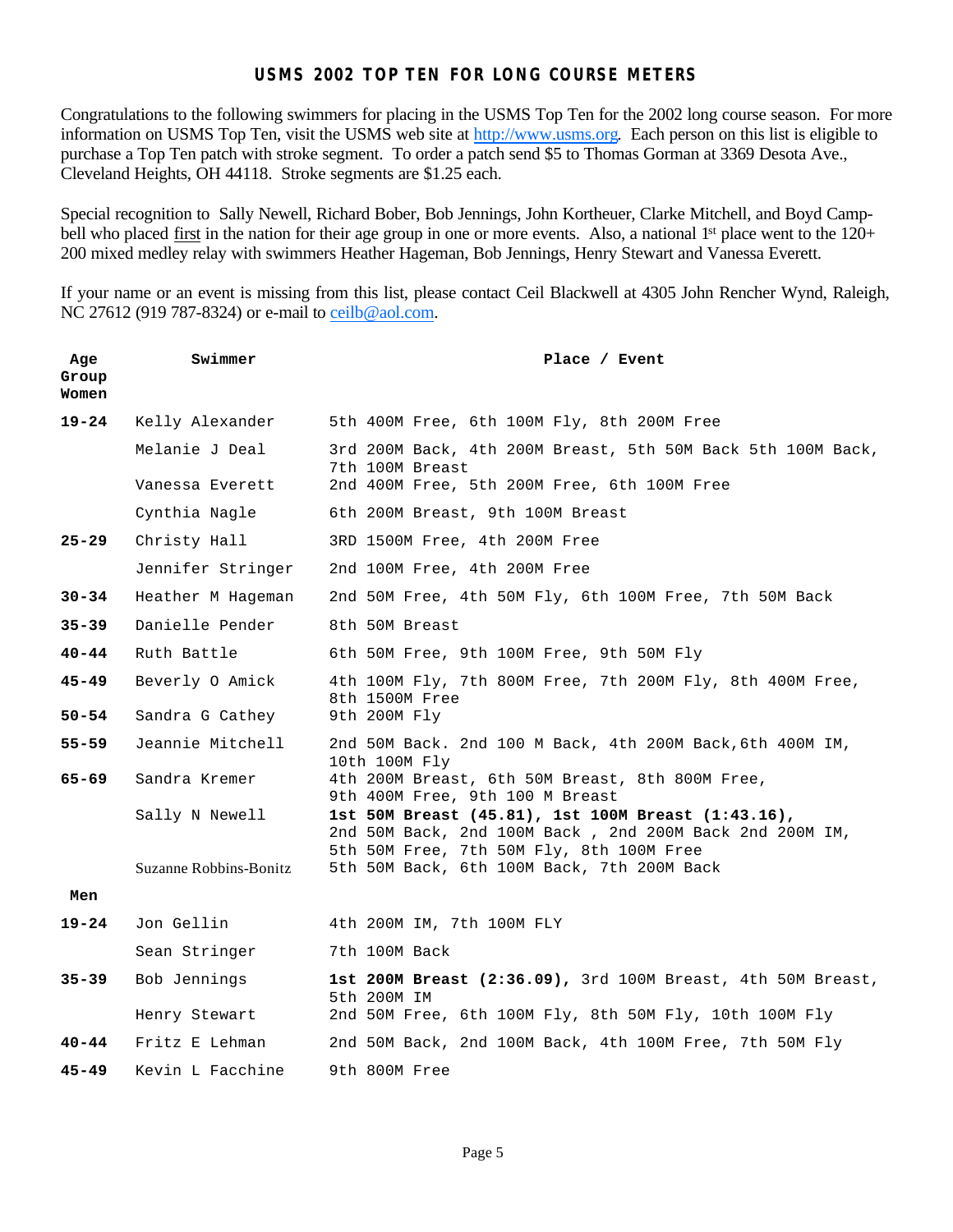# USMS 2002 TOP TEN FOR LONG COURSE METERS

Congratulations to the following swimmers for placing in the USMS Top Ten for the 2002 long course season. For more information on USMS Top Ten, visit the USMS web site at http://www.usms.org. Each person on this list is eligible to purchase a Top Ten patch with stroke segment. To order a patch send $5 to Thomas Gorman at 3369 Desota Ave., Cleveland Heights, OH 44118. Stroke segments are $1.25 each.

Special recognition to Sally Newell, Richard Bober, Bob Jennings, John Kortheuer, Clarke Mitchell, and Boyd Campbell who placed first in the nation for their age group in one or more events. Also, a national 1st place went to the 120+ 200 mixed medley relay with swimmers Heather Hageman, Bob Jennings, Henry Stewart and Vanessa Everett.

If your name or an event is missing from this list, please contact Ceil Blackwell at 4305 John Rencher Wynd, Raleigh, NC 27612 (919 787-8324) or e-mail to ceilb@aol.com.

| Age Group Women | Swimmer | Place / Event |
|---|---|---|
| **19-24** | Kelly Alexander | 5th 400M Free, 6th 100M Fly, 8th 200M Free |
| | Melanie J Deal | 3rd 200M Back, 4th 200M Breast, 5th 50M Back 5th 100M Back, 7th 100M Breast |
| | Vanessa Everett | 2nd 400M Free, 5th 200M Free, 6th 100M Free |
| | Cynthia Nagle | 6th 200M Breast, 9th 100M Breast |
| **25-29** | Christy Hall | 3RD 1500M Free, 4th 200M Free |
| | Jennifer Stringer | 2nd 100M Free, 4th 200M Free |
| **30-34** | Heather M Hageman | 2nd 50M Free, 4th 50M Fly, 6th 100M Free, 7th 50M Back |
| **35-39** | Danielle Pender | 8th 50M Breast |
| **40-44** | Ruth Battle | 6th 50M Free, 9th 100M Free, 9th 50M Fly |
| **45-49** | Beverly O Amick | 4th 100M Fly, 7th 800M Free, 7th 200M Fly, 8th 400M Free, 8th 1500M Free |
| **50-54** | Sandra G Cathey | 9th 200M Fly |
| **55-59** | Jeannie Mitchell | 2nd 50M Back. 2nd 100 M Back, 4th 200M Back,6th 400M IM, 10th 100M Fly |
| **65-69** | Sandra Kremer | 4th 200M Breast, 6th 50M Breast, 8th 800M Free, 9th 400M Free, 9th 100 M Breast |
| | Sally N Newell | **1st 50M Breast (45.81), 1st 100M Breast (1:43.16),** 2nd 50M Back, 2nd 100M Back , 2nd 200M Back 2nd 200M IM, 5th 50M Free, 7th 50M Fly, 8th 100M Free |
| | Suzanne Robbins-Bonitz | 5th 50M Back, 6th 100M Back, 7th 200M Back |
| **Men** | | |
| **19-24** | Jon Gellin | 4th 200M IM, 7th 100M FLY |
| | Sean Stringer | 7th 100M Back |
| **35-39** | Bob Jennings | **1st 200M Breast (2:36.09),** 3rd 100M Breast, 4th 50M Breast, 5th 200M IM |
| | Henry Stewart | 2nd 50M Free, 6th 100M Fly, 8th 50M Fly, 10th 100M Fly |
| **40-44** | Fritz E Lehman | 2nd 50M Back, 2nd 100M Back, 4th 100M Free, 7th 50M Fly |
| **45-49** | Kevin L Facchine | 9th 800M Free |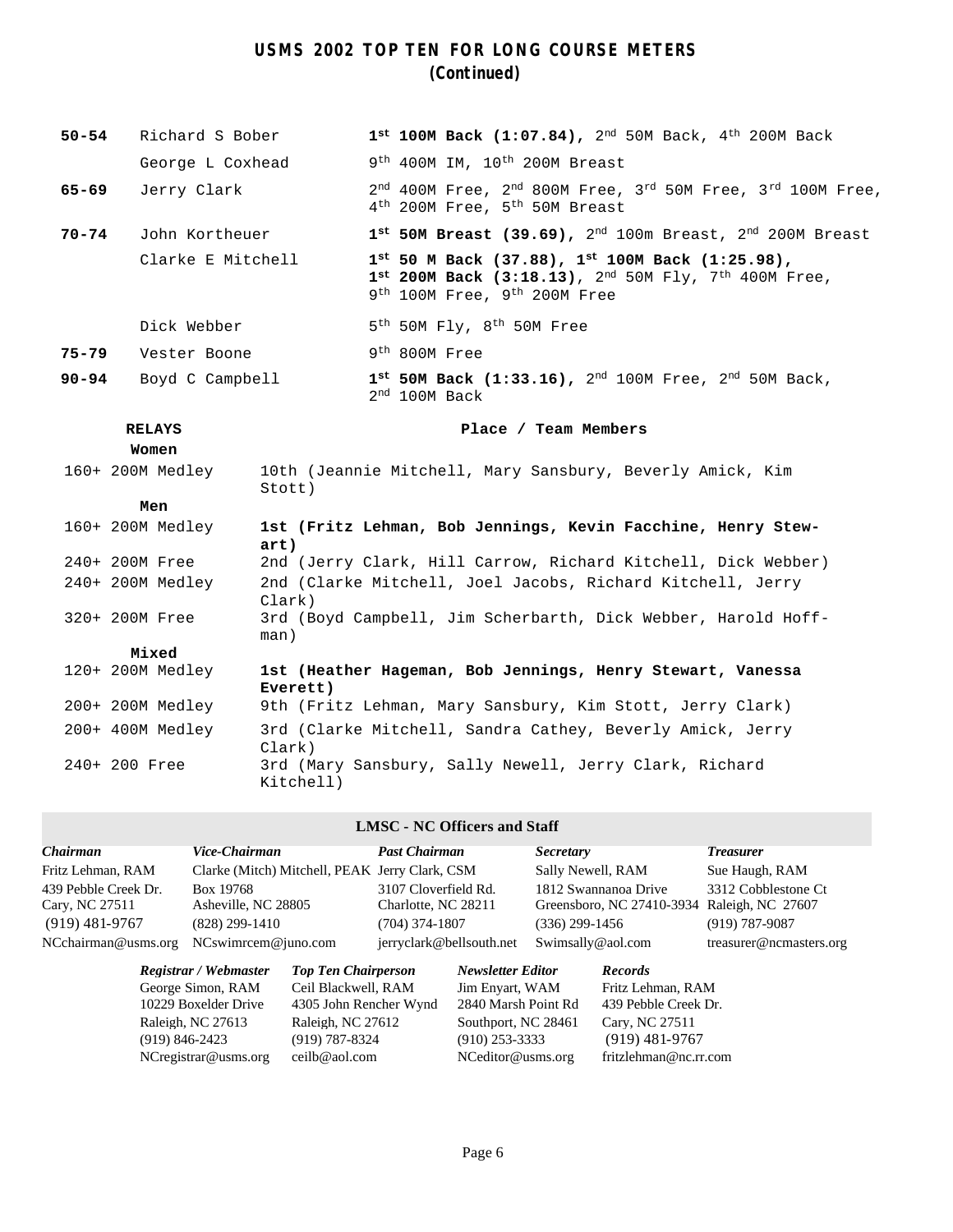# USMS 2002 TOP TEN FOR LONG COURSE METERS
## (Continued)

| Age Group | Name | Results |
|---|---|---|
| **50-54** | Richard S Bober | **1st 100M Back (1:07.84),** 2nd 50M Back, 4th 200M Back |
| | George L Coxhead | 9th 400M IM, 10th 200M Breast |
| **65-69** | Jerry Clark | 2nd 400M Free, 2nd 800M Free, 3rd 50M Free, 3rd 100M Free, 4th 200M Free, 5th 50M Breast |
| **70-74** | John Kortheuer | **1st 50M Breast (39.69),** 2nd 100m Breast, 2nd 200M Breast |
| | Clarke E Mitchell | **1st 50 M Back (37.88), 1st 100M Back (1:25.98), 1st 200M Back (3:18.13)**, 2nd 50M Fly, 7th 400M Free, 9th 100M Free, 9th 200M Free |
| | Dick Webber | 5th 50M Fly, 8th 50M Free |
| **75-79** | Vester Boone | 9th 800M Free |
| **90-94** | Boyd C Campbell | **1st 50M Back (1:33.16),** 2nd 100M Free, 2nd 50M Back, 2nd 100M Back |

| RELAYS | Place / Team Members |
|---|---|
| **Women** | |
| 160+ 200M Medley | 10th (Jeannie Mitchell, Mary Sansbury, Beverly Amick, Kim Stott) |
| **Men** | |
| 160+ 200M Medley | **1st (Fritz Lehman, Bob Jennings, Kevin Facchine, Henry Stewart)** |
| 240+ 200M Free | 2nd (Jerry Clark, Hill Carrow, Richard Kitchell, Dick Webber) |
| 240+ 200M Medley | 2nd (Clarke Mitchell, Joel Jacobs, Richard Kitchell, Jerry Clark) |
| 320+ 200M Free | 3rd (Boyd Campbell, Jim Scherbarth, Dick Webber, Harold Hoffman) |
| **Mixed** | |
| 120+ 200M Medley | **1st (Heather Hageman, Bob Jennings, Henry Stewart, Vanessa Everett)** |
| 200+ 200M Medley | 9th (Fritz Lehman, Mary Sansbury, Kim Stott, Jerry Clark) |
| 200+ 400M Medley | 3rd (Clarke Mitchell, Sandra Cathey, Beverly Amick, Jerry Clark) |
| 240+ 200 Free | 3rd (Mary Sansbury, Sally Newell, Jerry Clark, Richard Kitchell) |

## LMSC - NC Officers and Staff

| *Chairman* | *Vice-Chairman* | *Past Chairman* | *Secretary* | *Treasurer* |
|---|---|---|---|---|
| Fritz Lehman, RAM | Clarke (Mitch) Mitchell, PEAK | Jerry Clark, CSM | Sally Newell, RAM | Sue Haugh, RAM |
| 439 Pebble Creek Dr. | Box 19768 | 3107 Cloverfield Rd. | 1812 Swannanoa Drive | 3312 Cobblestone Ct |
| Cary, NC 27511 | Asheville, NC 28805 | Charlotte, NC 28211 | Greensboro, NC 27410-3934 | Raleigh, NC 27607 |
| (919) 481-9767 | (828) 299-1410 | (704) 374-1807 | (336) 299-1456 | (919) 787-9087 |
| NCchairman@usms.org | NCswimrcem@juno.com | jerryclark@bellsouth.net | Swimsally@aol.com | treasurer@ncmasters.org |

| *Registrar / Webmaster* | *Top Ten Chairperson* | *Newsletter Editor* | *Records* |
|---|---|---|---|
| George Simon, RAM | Ceil Blackwell, RAM | Jim Enyart, WAM | Fritz Lehman, RAM |
| 10229 Boxelder Drive | 4305 John Rencher Wynd | 2840 Marsh Point Rd | 439 Pebble Creek Dr. |
| Raleigh, NC 27613 | Raleigh, NC 27612 | Southport, NC 28461 | Cary, NC 27511 |
| (919) 846-2423 | (919) 787-8324 | (910) 253-3333 | (919) 481-9767 |
| NCregistrar@usms.org | ceilb@aol.com | NCeditor@usms.org | fritzlehman@nc.rr.com |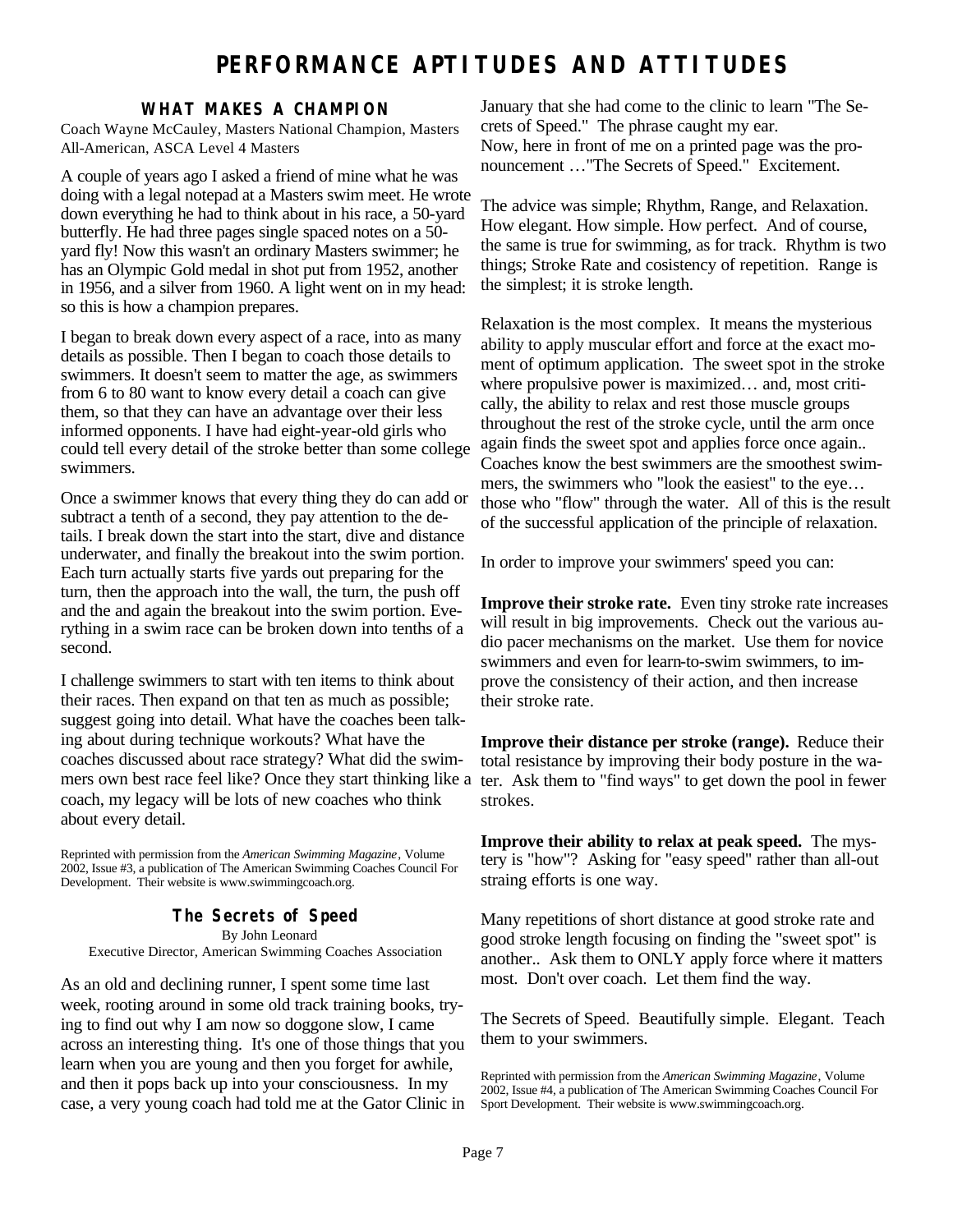# PERFORMANCE APTITUDES AND ATTITUDES

## WHAT MAKES A CHAMPION

Coach Wayne McCauley, Masters National Champion, Masters All-American, ASCA Level 4 Masters

A couple of years ago I asked a friend of mine what he was doing with a legal notepad at a Masters swim meet. He wrote down everything he had to think about in his race, a 50-yard butterfly. He had three pages single spaced notes on a 50-yard fly! Now this wasn't an ordinary Masters swimmer; he has an Olympic Gold medal in shot put from 1952, another in 1956, and a silver from 1960. A light went on in my head: so this is how a champion prepares.

I began to break down every aspect of a race, into as many details as possible. Then I began to coach those details to swimmers. It doesn't seem to matter the age, as swimmers from 6 to 80 want to know every detail a coach can give them, so that they can have an advantage over their less informed opponents. I have had eight-year-old girls who could tell every detail of the stroke better than some college swimmers.

Once a swimmer knows that every thing they do can add or subtract a tenth of a second, they pay attention to the details. I break down the start into the start, dive and distance underwater, and finally the breakout into the swim portion. Each turn actually starts five yards out preparing for the turn, then the approach into the wall, the turn, the push off and the and again the breakout into the swim portion. Everything in a swim race can be broken down into tenths of a second.

I challenge swimmers to start with ten items to think about their races. Then expand on that ten as much as possible; suggest going into detail. What have the coaches been talking about during technique workouts? What have the coaches discussed about race strategy? What did the swimmers own best race feel like? Once they start thinking like a coach, my legacy will be lots of new coaches who think about every detail.

Reprinted with permission from the *American Swimming Magazine*, Volume 2002, Issue #3, a publication of The American Swimming Coaches Council For Development. Their website is www.swimmingcoach.org.

## The Secrets of Speed

By John Leonard
Executive Director, American Swimming Coaches Association

As an old and declining runner, I spent some time last week, rooting around in some old track training books, trying to find out why I am now so doggone slow, I came across an interesting thing. It's one of those things that you learn when you are young and then you forget for awhile, and then it pops back up into your consciousness. In my case, a very young coach had told me at the Gator Clinic in January that she had come to the clinic to learn "The Secrets of Speed." The phrase caught my ear.
Now, here in front of me on a printed page was the pronouncement …"The Secrets of Speed." Excitement.

The advice was simple; Rhythm, Range, and Relaxation. How elegant. How simple. How perfect. And of course, the same is true for swimming, as for track. Rhythm is two things; Stroke Rate and cosistency of repetition. Range is the simplest; it is stroke length.

Relaxation is the most complex. It means the mysterious ability to apply muscular effort and force at the exact moment of optimum application. The sweet spot in the stroke where propulsive power is maximized… and, most critically, the ability to relax and rest those muscle groups throughout the rest of the stroke cycle, until the arm once again finds the sweet spot and applies force once again.. Coaches know the best swimmers are the smoothest swimmers, the swimmers who "look the easiest" to the eye… those who "flow" through the water. All of this is the result of the successful application of the principle of relaxation.

In order to improve your swimmers' speed you can:

**Improve their stroke rate.** Even tiny stroke rate increases will result in big improvements. Check out the various audio pacer mechanisms on the market. Use them for novice swimmers and even for learn-to-swim swimmers, to improve the consistency of their action, and then increase their stroke rate.

**Improve their distance per stroke (range).** Reduce their total resistance by improving their body posture in the water. Ask them to "find ways" to get down the pool in fewer strokes.

**Improve their ability to relax at peak speed.** The mystery is "how"? Asking for "easy speed" rather than all-out straing efforts is one way.

Many repetitions of short distance at good stroke rate and good stroke length focusing on finding the "sweet spot" is another.. Ask them to ONLY apply force where it matters most. Don't over coach. Let them find the way.

The Secrets of Speed. Beautifully simple. Elegant. Teach them to your swimmers.

Reprinted with permission from the *American Swimming Magazine*, Volume 2002, Issue #4, a publication of The American Swimming Coaches Council For Sport Development. Their website is www.swimmingcoach.org.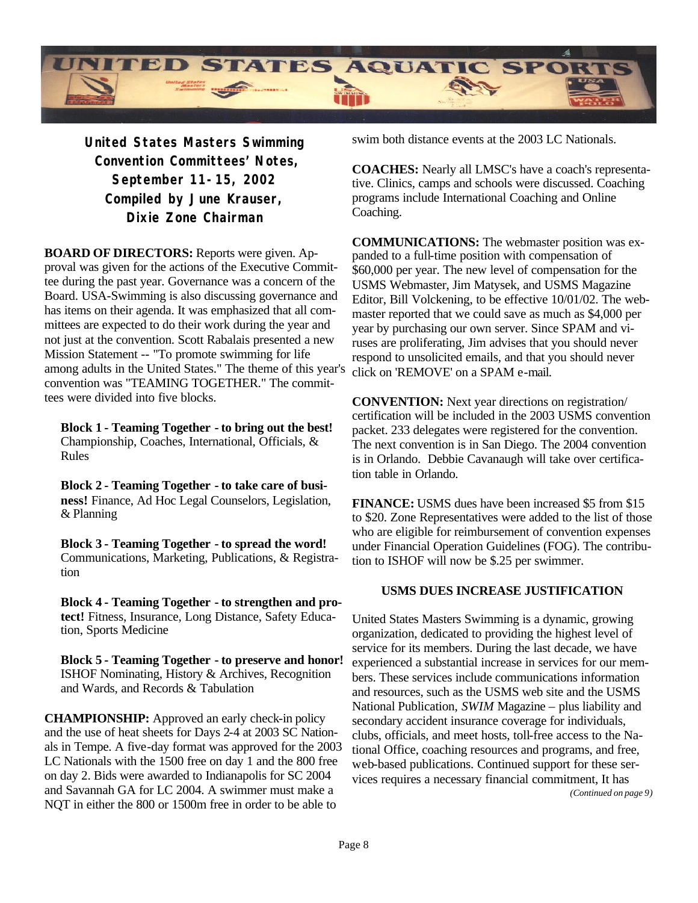## United States Masters Swimming Convention Committees' Notes, September 11-15, 2002 Compiled by June Krauser, Dixie Zone Chairman

**BOARD OF DIRECTORS:** Reports were given. Approval was given for the actions of the Executive Committee during the past year. Governance was a concern of the Board. USA-Swimming is also discussing governance and has items on their agenda. It was emphasized that all committees are expected to do their work during the year and not just at the convention. Scott Rabalais presented a new Mission Statement -- "To promote swimming for life among adults in the United States." The theme of this year's convention was "TEAMING TOGETHER." The committees were divided into five blocks.

**Block 1 - Teaming Together - to bring out the best!** Championship, Coaches, International, Officials, & Rules

**Block 2 - Teaming Together - to take care of business!** Finance, Ad Hoc Legal Counselors, Legislation, & Planning

**Block 3 - Teaming Together - to spread the word!** Communications, Marketing, Publications, & Registration

**Block 4 - Teaming Together - to strengthen and protect!** Fitness, Insurance, Long Distance, Safety Education, Sports Medicine

**Block 5 - Teaming Together - to preserve and honor!** ISHOF Nominating, History & Archives, Recognition and Wards, and Records & Tabulation

**CHAMPIONSHIP:** Approved an early check-in policy and the use of heat sheets for Days 2-4 at 2003 SC Nationals in Tempe. A five-day format was approved for the 2003 LC Nationals with the 1500 free on day 1 and the 800 free on day 2. Bids were awarded to Indianapolis for SC 2004 and Savannah GA for LC 2004. A swimmer must make a NQT in either the 800 or 1500m free in order to be able to swim both distance events at the 2003 LC Nationals.

**COACHES:** Nearly all LMSC's have a coach's representative. Clinics, camps and schools were discussed. Coaching programs include International Coaching and Online Coaching.

**COMMUNICATIONS:** The webmaster position was expanded to a full-time position with compensation of $60,000 per year. The new level of compensation for the USMS Webmaster, Jim Matysek, and USMS Magazine Editor, Bill Volckening, to be effective 10/01/02. The webmaster reported that we could save as much as $4,000 per year by purchasing our own server. Since SPAM and viruses are proliferating, Jim advises that you should never respond to unsolicited emails, and that you should never click on 'REMOVE' on a SPAM e-mail.

**CONVENTION:** Next year directions on registration/ certification will be included in the 2003 USMS convention packet. 233 delegates were registered for the convention. The next convention is in San Diego. The 2004 convention is in Orlando. Debbie Cavanaugh will take over certification table in Orlando.

**FINANCE:** USMS dues have been increased $5 from $15 to $20. Zone Representatives were added to the list of those who are eligible for reimbursement of convention expenses under Financial Operation Guidelines (FOG). The contribution to ISHOF will now be $.25 per swimmer.

### USMS DUES INCREASE JUSTIFICATION

United States Masters Swimming is a dynamic, growing organization, dedicated to providing the highest level of service for its members. During the last decade, we have experienced a substantial increase in services for our members. These services include communications information and resources, such as the USMS web site and the USMS National Publication, *SWIM* Magazine – plus liability and secondary accident insurance coverage for individuals, clubs, officials, and meet hosts, toll-free access to the National Office, coaching resources and programs, and free, web-based publications. Continued support for these services requires a necessary financial commitment, It has

*(Continued on page 9)*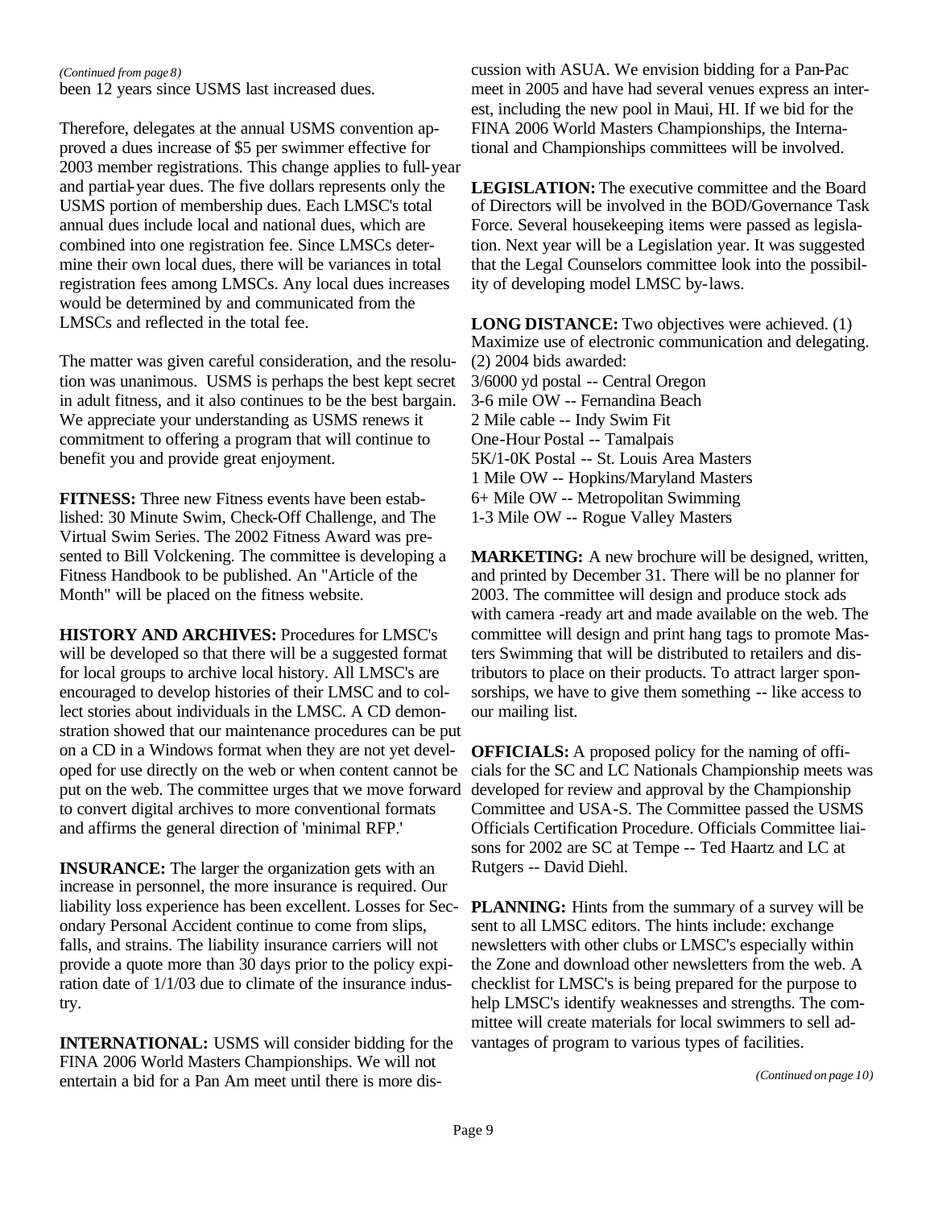*(Continued from page 8)*

been 12 years since USMS last increased dues.

Therefore, delegates at the annual USMS convention approved a dues increase of $5 per swimmer effective for 2003 member registrations. This change applies to full-year and partial-year dues. The five dollars represents only the USMS portion of membership dues. Each LMSC's total annual dues include local and national dues, which are combined into one registration fee. Since LMSCs determine their own local dues, there will be variances in total registration fees among LMSCs. Any local dues increases would be determined by and communicated from the LMSCs and reflected in the total fee.

The matter was given careful consideration, and the resolution was unanimous. USMS is perhaps the best kept secret in adult fitness, and it also continues to be the best bargain. We appreciate your understanding as USMS renews it commitment to offering a program that will continue to benefit you and provide great enjoyment.

**FITNESS:** Three new Fitness events have been established: 30 Minute Swim, Check-Off Challenge, and The Virtual Swim Series. The 2002 Fitness Award was presented to Bill Volckening. The committee is developing a Fitness Handbook to be published. An "Article of the Month" will be placed on the fitness website.

**HISTORY AND ARCHIVES:** Procedures for LMSC's will be developed so that there will be a suggested format for local groups to archive local history. All LMSC's are encouraged to develop histories of their LMSC and to collect stories about individuals in the LMSC. A CD demonstration showed that our maintenance procedures can be put on a CD in a Windows format when they are not yet developed for use directly on the web or when content cannot be put on the web. The committee urges that we move forward to convert digital archives to more conventional formats and affirms the general direction of 'minimal RFP.'

**INSURANCE:** The larger the organization gets with an increase in personnel, the more insurance is required. Our liability loss experience has been excellent. Losses for Secondary Personal Accident continue to come from slips, falls, and strains. The liability insurance carriers will not provide a quote more than 30 days prior to the policy expiration date of 1/1/03 due to climate of the insurance industry.

**INTERNATIONAL:** USMS will consider bidding for the FINA 2006 World Masters Championships. We will not entertain a bid for a Pan Am meet until there is more discussion with ASUA. We envision bidding for a Pan-Pac meet in 2005 and have had several venues express an interest, including the new pool in Maui, HI. If we bid for the FINA 2006 World Masters Championships, the International and Championships committees will be involved.

**LEGISLATION:** The executive committee and the Board of Directors will be involved in the BOD/Governance Task Force. Several housekeeping items were passed as legislation. Next year will be a Legislation year. It was suggested that the Legal Counselors committee look into the possibility of developing model LMSC by-laws.

**LONG DISTANCE:** Two objectives were achieved. (1) Maximize use of electronic communication and delegating. (2) 2004 bids awarded:

3/6000 yd postal -- Central Oregon
3-6 mile OW -- Fernandina Beach
2 Mile cable -- Indy Swim Fit
One-Hour Postal -- Tamalpais
5K/1-0K Postal -- St. Louis Area Masters
1 Mile OW -- Hopkins/Maryland Masters
6+ Mile OW -- Metropolitan Swimming
1-3 Mile OW -- Rogue Valley Masters

**MARKETING:** A new brochure will be designed, written, and printed by December 31. There will be no planner for 2003. The committee will design and produce stock ads with camera -ready art and made available on the web. The committee will design and print hang tags to promote Masters Swimming that will be distributed to retailers and distributors to place on their products. To attract larger sponsorships, we have to give them something -- like access to our mailing list.

**OFFICIALS:** A proposed policy for the naming of officials for the SC and LC Nationals Championship meets was developed for review and approval by the Championship Committee and USA-S. The Committee passed the USMS Officials Certification Procedure. Officials Committee liaisons for 2002 are SC at Tempe -- Ted Haartz and LC at Rutgers -- David Diehl.

**PLANNING:** Hints from the summary of a survey will be sent to all LMSC editors. The hints include: exchange newsletters with other clubs or LMSC's especially within the Zone and download other newsletters from the web. A checklist for LMSC's is being prepared for the purpose to help LMSC's identify weaknesses and strengths. The committee will create materials for local swimmers to sell advantages of program to various types of facilities.

*(Continued on page 10)*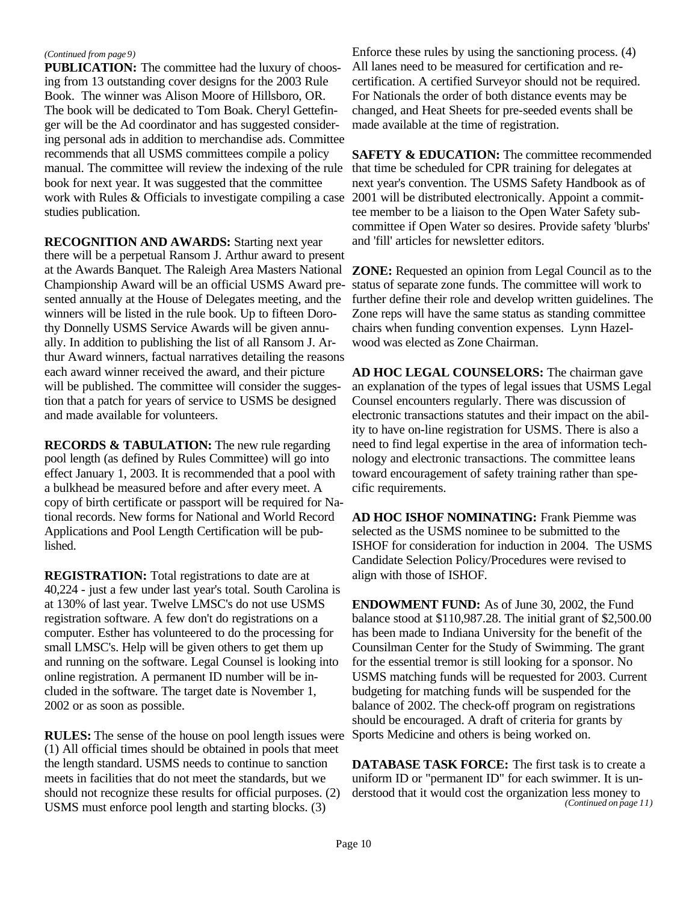*(Continued from page 9)*

**PUBLICATION:** The committee had the luxury of choosing from 13 outstanding cover designs for the 2003 Rule Book. The winner was Alison Moore of Hillsboro, OR. The book will be dedicated to Tom Boak. Cheryl Gettefinger will be the Ad coordinator and has suggested considering personal ads in addition to merchandise ads. Committee recommends that all USMS committees compile a policy manual. The committee will review the indexing of the rule book for next year. It was suggested that the committee work with Rules & Officials to investigate compiling a case studies publication.

**RECOGNITION AND AWARDS:** Starting next year there will be a perpetual Ransom J. Arthur award to present at the Awards Banquet. The Raleigh Area Masters National Championship Award will be an official USMS Award presented annually at the House of Delegates meeting, and the winners will be listed in the rule book. Up to fifteen Dorothy Donnelly USMS Service Awards will be given annually. In addition to publishing the list of all Ransom J. Arthur Award winners, factual narratives detailing the reasons each award winner received the award, and their picture will be published. The committee will consider the suggestion that a patch for years of service to USMS be designed and made available for volunteers.

**RECORDS & TABULATION:** The new rule regarding pool length (as defined by Rules Committee) will go into effect January 1, 2003. It is recommended that a pool with a bulkhead be measured before and after every meet. A copy of birth certificate or passport will be required for National records. New forms for National and World Record Applications and Pool Length Certification will be published.

**REGISTRATION:** Total registrations to date are at 40,224 - just a few under last year's total. South Carolina is at 130% of last year. Twelve LMSC's do not use USMS registration software. A few don't do registrations on a computer. Esther has volunteered to do the processing for small LMSC's. Help will be given others to get them up and running on the software. Legal Counsel is looking into online registration. A permanent ID number will be included in the software. The target date is November 1, 2002 or as soon as possible.

**RULES:** The sense of the house on pool length issues were (1) All official times should be obtained in pools that meet the length standard. USMS needs to continue to sanction meets in facilities that do not meet the standards, but we should not recognize these results for official purposes. (2) USMS must enforce pool length and starting blocks. (3) Enforce these rules by using the sanctioning process. (4) All lanes need to be measured for certification and recertification. A certified Surveyor should not be required. For Nationals the order of both distance events may be changed, and Heat Sheets for pre-seeded events shall be made available at the time of registration.

**SAFETY & EDUCATION:** The committee recommended that time be scheduled for CPR training for delegates at next year's convention. The USMS Safety Handbook as of 2001 will be distributed electronically. Appoint a committee member to be a liaison to the Open Water Safety subcommittee if Open Water so desires. Provide safety 'blurbs' and 'fill' articles for newsletter editors.

**ZONE:** Requested an opinion from Legal Council as to the status of separate zone funds. The committee will work to further define their role and develop written guidelines. The Zone reps will have the same status as standing committee chairs when funding convention expenses. Lynn Hazelwood was elected as Zone Chairman.

**AD HOC LEGAL COUNSELORS:** The chairman gave an explanation of the types of legal issues that USMS Legal Counsel encounters regularly. There was discussion of electronic transactions statutes and their impact on the ability to have on-line registration for USMS. There is also a need to find legal expertise in the area of information technology and electronic transactions. The committee leans toward encouragement of safety training rather than specific requirements.

**AD HOC ISHOF NOMINATING:** Frank Piemme was selected as the USMS nominee to be submitted to the ISHOF for consideration for induction in 2004. The USMS Candidate Selection Policy/Procedures were revised to align with those of ISHOF.

**ENDOWMENT FUND:** As of June 30, 2002, the Fund balance stood at $110,987.28. The initial grant of $2,500.00 has been made to Indiana University for the benefit of the Counsilman Center for the Study of Swimming. The grant for the essential tremor is still looking for a sponsor. No USMS matching funds will be requested for 2003. Current budgeting for matching funds will be suspended for the balance of 2002. The check-off program on registrations should be encouraged. A draft of criteria for grants by Sports Medicine and others is being worked on.

**DATABASE TASK FORCE:** The first task is to create a uniform ID or "permanent ID" for each swimmer. It is understood that it would cost the organization less money to

*(Continued on page 11)*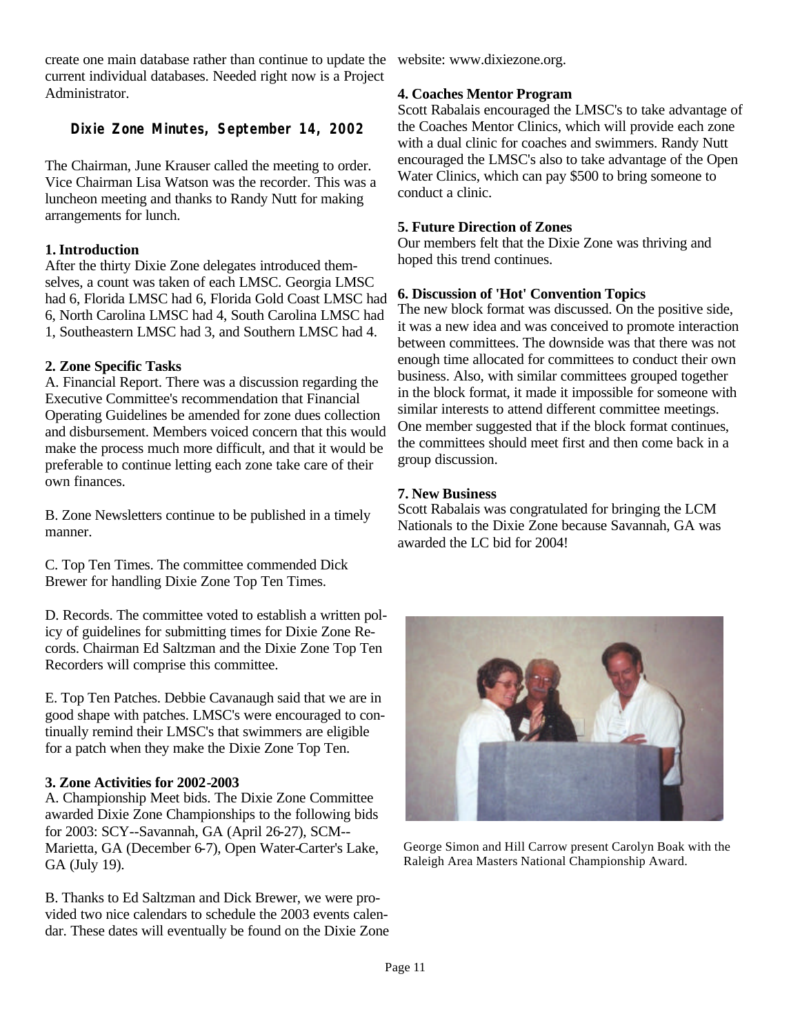create one main database rather than continue to update the current individual databases. Needed right now is a Project Administrator.

## Dixie Zone Minutes, September 14, 2002

The Chairman, June Krauser called the meeting to order. Vice Chairman Lisa Watson was the recorder. This was a luncheon meeting and thanks to Randy Nutt for making arrangements for lunch.

**1. Introduction**

After the thirty Dixie Zone delegates introduced themselves, a count was taken of each LMSC. Georgia LMSC had 6, Florida LMSC had 6, Florida Gold Coast LMSC had 6, North Carolina LMSC had 4, South Carolina LMSC had 1, Southeastern LMSC had 3, and Southern LMSC had 4.

**2. Zone Specific Tasks**

A. Financial Report. There was a discussion regarding the Executive Committee's recommendation that Financial Operating Guidelines be amended for zone dues collection and disbursement. Members voiced concern that this would make the process much more difficult, and that it would be preferable to continue letting each zone take care of their own finances.

B. Zone Newsletters continue to be published in a timely manner.

C. Top Ten Times. The committee commended Dick Brewer for handling Dixie Zone Top Ten Times.

D. Records. The committee voted to establish a written policy of guidelines for submitting times for Dixie Zone Records. Chairman Ed Saltzman and the Dixie Zone Top Ten Recorders will comprise this committee.

E. Top Ten Patches. Debbie Cavanaugh said that we are in good shape with patches. LMSC's were encouraged to continually remind their LMSC's that swimmers are eligible for a patch when they make the Dixie Zone Top Ten.

**3. Zone Activities for 2002-2003**

A. Championship Meet bids. The Dixie Zone Committee awarded Dixie Zone Championships to the following bids for 2003: SCY--Savannah, GA (April 26-27), SCM--Marietta, GA (December 6-7), Open Water-Carter's Lake, GA (July 19).

B. Thanks to Ed Saltzman and Dick Brewer, we were provided two nice calendars to schedule the 2003 events calendar. These dates will eventually be found on the Dixie Zone website: www.dixiezone.org.

**4. Coaches Mentor Program**

Scott Rabalais encouraged the LMSC's to take advantage of the Coaches Mentor Clinics, which will provide each zone with a dual clinic for coaches and swimmers. Randy Nutt encouraged the LMSC's also to take advantage of the Open Water Clinics, which can pay $500 to bring someone to conduct a clinic.

**5. Future Direction of Zones**

Our members felt that the Dixie Zone was thriving and hoped this trend continues.

**6. Discussion of 'Hot' Convention Topics**

The new block format was discussed. On the positive side, it was a new idea and was conceived to promote interaction between committees. The downside was that there was not enough time allocated for committees to conduct their own business. Also, with similar committees grouped together in the block format, it made it impossible for someone with similar interests to attend different committee meetings. One member suggested that if the block format continues, the committees should meet first and then come back in a group discussion.

**7. New Business**

Scott Rabalais was congratulated for bringing the LCM Nationals to the Dixie Zone because Savannah, GA was awarded the LC bid for 2004!

George Simon and Hill Carrow present Carolyn Boak with the Raleigh Area Masters National Championship Award.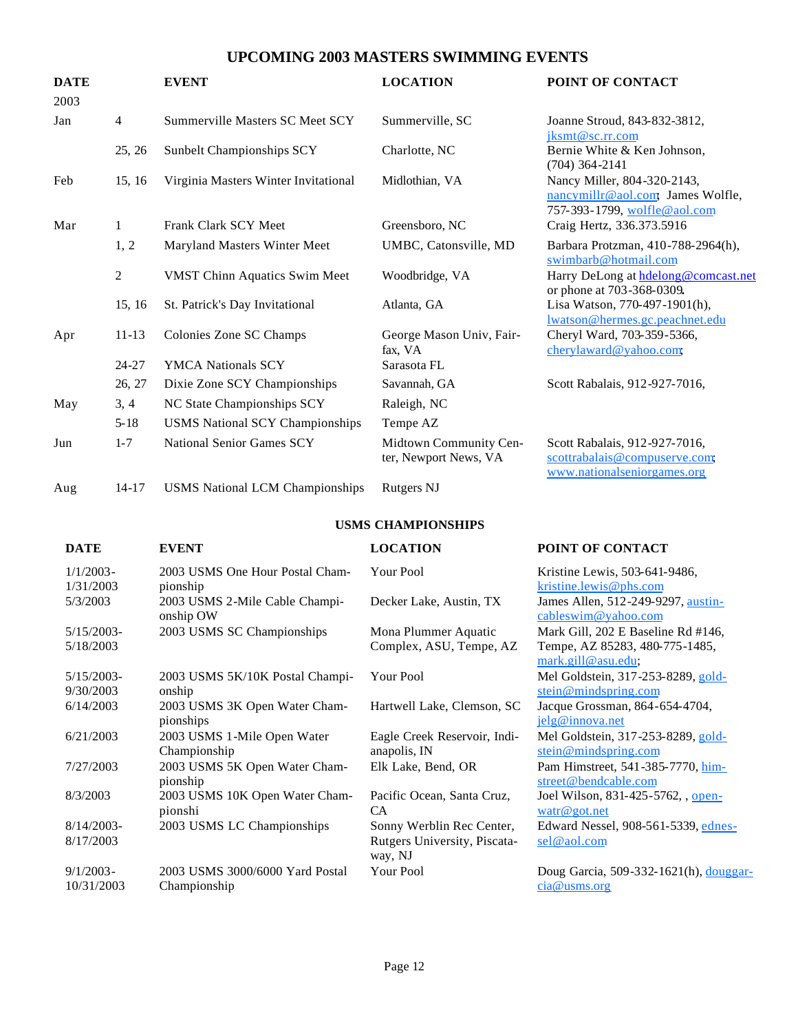# UPCOMING 2003 MASTERS SWIMMING EVENTS

| DATE | | EVENT | LOCATION | POINT OF CONTACT |
|---|---|---|---|---|
| 2003 | | | | |
| Jan | 4 | Summerville Masters SC Meet SCY | Summerville, SC | Joanne Stroud, 843-832-3812, jksmt@sc.rr.com |
| | 25, 26 | Sunbelt Championships SCY | Charlotte, NC | Bernie White & Ken Johnson, (704) 364-2141 |
| Feb | 15, 16 | Virginia Masters Winter Invitational | Midlothian, VA | Nancy Miller, 804-320-2143, nancymillr@aol.com; James Wolfle, 757-393-1799, wolfle@aol.com |
| Mar | 1 | Frank Clark SCY Meet | Greensboro, NC | Craig Hertz, 336.373.5916 |
| | 1, 2 | Maryland Masters Winter Meet | UMBC, Catonsville, MD | Barbara Protzman, 410-788-2964(h), swimbarb@hotmail.com |
| | 2 | VMST Chinn Aquatics Swim Meet | Woodbridge, VA | Harry DeLong at hdelong@comcast.net or phone at 703-368-0309. |
| | 15, 16 | St. Patrick's Day Invitational | Atlanta, GA | Lisa Watson, 770-497-1901(h), lwatson@hermes.gc.peachnet.edu |
| Apr | 11-13 | Colonies Zone SC Champs | George Mason Univ, Fairfax, VA | Cheryl Ward, 703-359-5366, cherylaward@yahoo.com; |
| | 24-27 | YMCA Nationals SCY | Sarasota FL | |
| | 26, 27 | Dixie Zone SCY Championships | Savannah, GA | Scott Rabalais, 912-927-7016, |
| May | 3, 4 | NC State Championships SCY | Raleigh, NC | |
| | 5-18 | USMS National SCY Championships | Tempe AZ | |
| Jun | 1-7 | National Senior Games SCY | Midtown Community Center, Newport News, VA | Scott Rabalais, 912-927-7016, scottrabalais@compuserve.com; www.nationalseniorgames.org |
| Aug | 14-17 | USMS National LCM Championships | Rutgers NJ | |

### USMS CHAMPIONSHIPS

| DATE | EVENT | LOCATION | POINT OF CONTACT |
|---|---|---|---|
| 1/1/2003-1/31/2003 | 2003 USMS One Hour Postal Championship | Your Pool | Kristine Lewis, 503-641-9486, kristine.lewis@phs.com |
| 5/3/2003 | 2003 USMS 2-Mile Cable Championship OW | Decker Lake, Austin, TX | James Allen, 512-249-9297, austincableswim@yahoo.com |
| 5/15/2003-5/18/2003 | 2003 USMS SC Championships | Mona Plummer Aquatic Complex, ASU, Tempe, AZ | Mark Gill, 202 E Baseline Rd #146, Tempe, AZ 85283, 480-775-1485, mark.gill@asu.edu; |
| 5/15/2003-9/30/2003 | 2003 USMS 5K/10K Postal Championship | Your Pool | Mel Goldstein, 317-253-8289, goldstein@mindspring.com |
| 6/14/2003 | 2003 USMS 3K Open Water Championships | Hartwell Lake, Clemson, SC | Jacque Grossman, 864-654-4704, jelg@innova.net |
| 6/21/2003 | 2003 USMS 1-Mile Open Water Championship | Eagle Creek Reservoir, Indianapolis, IN | Mel Goldstein, 317-253-8289, goldstein@mindspring.com |
| 7/27/2003 | 2003 USMS 5K Open Water Championship | Elk Lake, Bend, OR | Pam Himstreet, 541-385-7770, himstreet@bendcable.com |
| 8/3/2003 | 2003 USMS 10K Open Water Championshi | Pacific Ocean, Santa Cruz, CA | Joel Wilson, 831-425-5762, , openwatr@got.net |
| 8/14/2003-8/17/2003 | 2003 USMS LC Championships | Sonny Werblin Rec Center, Rutgers University, Piscataway, NJ | Edward Nessel, 908-561-5339, ednessel@aol.com |
| 9/1/2003-10/31/2003 | 2003 USMS 3000/6000 Yard Postal Championship | Your Pool | Doug Garcia, 509-332-1621(h), douggarcia@usms.org |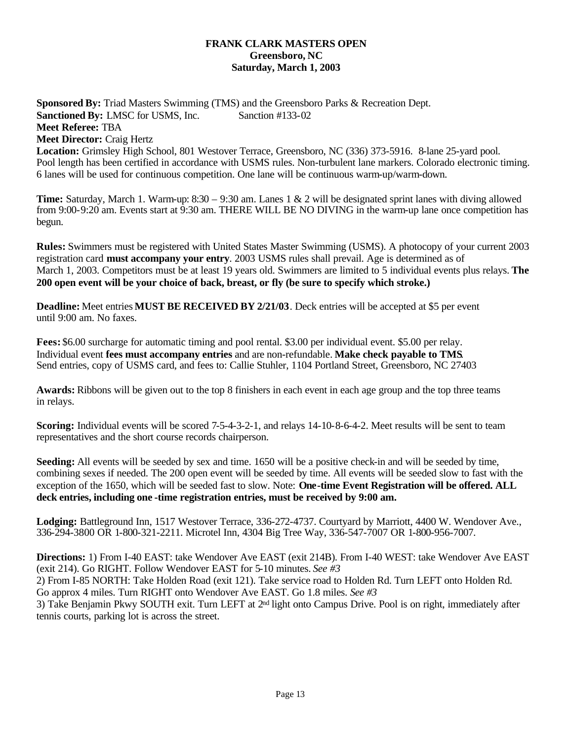**FRANK CLARK MASTERS OPEN**
**Greensboro, NC**
**Saturday, March 1, 2003**

**Sponsored By:** Triad Masters Swimming (TMS) and the Greensboro Parks & Recreation Dept.
**Sanctioned By:** LMSC for USMS, Inc. Sanction #133-02
**Meet Referee:** TBA
**Meet Director:** Craig Hertz
**Location:** Grimsley High School, 801 Westover Terrace, Greensboro, NC (336) 373-5916. 8-lane 25-yard pool. Pool length has been certified in accordance with USMS rules. Non-turbulent lane markers. Colorado electronic timing. 6 lanes will be used for continuous competition. One lane will be continuous warm-up/warm-down.

**Time:** Saturday, March 1. Warm-up: 8:30 – 9:30 am. Lanes 1 & 2 will be designated sprint lanes with diving allowed from 9:00-9:20 am. Events start at 9:30 am. THERE WILL BE NO DIVING in the warm-up lane once competition has begun.

**Rules:** Swimmers must be registered with United States Master Swimming (USMS). A photocopy of your current 2003 registration card **must accompany your entry**. 2003 USMS rules shall prevail. Age is determined as of March 1, 2003. Competitors must be at least 19 years old. Swimmers are limited to 5 individual events plus relays. **The 200 open event will be your choice of back, breast, or fly (be sure to specify which stroke.)**

**Deadline:** Meet entries **MUST BE RECEIVED BY 2/21/03**. Deck entries will be accepted at $5 per event until 9:00 am. No faxes.

**Fees:** $6.00 surcharge for automatic timing and pool rental. $3.00 per individual event. $5.00 per relay. Individual event **fees must accompany entries** and are non-refundable. **Make check payable to TMS**. Send entries, copy of USMS card, and fees to: Callie Stuhler, 1104 Portland Street, Greensboro, NC 27403

**Awards:** Ribbons will be given out to the top 8 finishers in each event in each age group and the top three teams in relays.

**Scoring:** Individual events will be scored 7-5-4-3-2-1, and relays 14-10-8-6-4-2. Meet results will be sent to team representatives and the short course records chairperson.

**Seeding:** All events will be seeded by sex and time. 1650 will be a positive check-in and will be seeded by time, combining sexes if needed. The 200 open event will be seeded by time. All events will be seeded slow to fast with the exception of the 1650, which will be seeded fast to slow. Note: **One-time Event Registration will be offered. ALL deck entries, including one-time registration entries, must be received by 9:00 am.**

**Lodging:** Battleground Inn, 1517 Westover Terrace, 336-272-4737. Courtyard by Marriott, 4400 W. Wendover Ave., 336-294-3800 OR 1-800-321-2211. Microtel Inn, 4304 Big Tree Way, 336-547-7007 OR 1-800-956-7007.

**Directions:** 1) From I-40 EAST: take Wendover Ave EAST (exit 214B). From I-40 WEST: take Wendover Ave EAST (exit 214). Go RIGHT. Follow Wendover EAST for 5-10 minutes. *See #3*
2) From I-85 NORTH: Take Holden Road (exit 121). Take service road to Holden Rd. Turn LEFT onto Holden Rd. Go approx 4 miles. Turn RIGHT onto Wendover Ave EAST. Go 1.8 miles. *See #3*
3) Take Benjamin Pkwy SOUTH exit. Turn LEFT at 2nd light onto Campus Drive. Pool is on right, immediately after tennis courts, parking lot is across the street.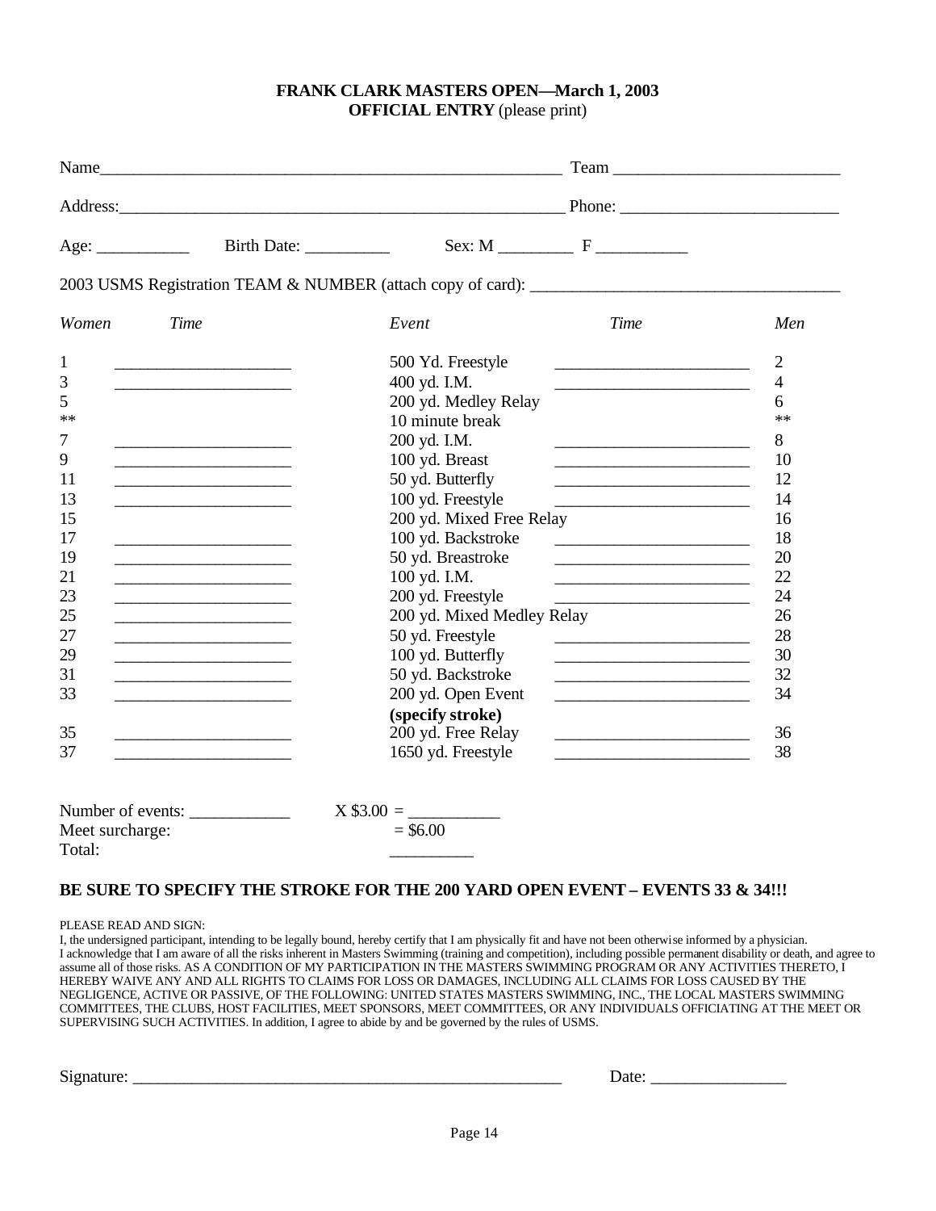**FRANK CLARK MASTERS OPEN—March 1, 2003**
**OFFICIAL ENTRY** (please print)

Name_______________________________________________________ Team __________________________

Address:____________________________________________________ Phone: _________________________

Age: ___________ Birth Date: __________ Sex: M _________ F ___________

2003 USMS Registration TEAM & NUMBER (attach copy of card): ____________________________________

| *Women* | *Time* | *Event* | *Time* | *Men* |
|---|---|---|---|---|
| 1 | ____________________ | 500 Yd. Freestyle | ______________________ | 2 |
| 3 | ____________________ | 400 yd. I.M. | ______________________ | 4 |
| 5 | | 200 yd. Medley Relay | | 6 |
| ** | | 10 minute break | | ** |
| 7 | ____________________ | 200 yd. I.M. | ______________________ | 8 |
| 9 | ____________________ | 100 yd. Breast | ______________________ | 10 |
| 11 | ____________________ | 50 yd. Butterfly | ______________________ | 12 |
| 13 | ____________________ | 100 yd. Freestyle | ______________________ | 14 |
| 15 | | 200 yd. Mixed Free Relay | | 16 |
| 17 | ____________________ | 100 yd. Backstroke | ______________________ | 18 |
| 19 | ____________________ | 50 yd. Breastroke | ______________________ | 20 |
| 21 | ____________________ | 100 yd. I.M. | ______________________ | 22 |
| 23 | ____________________ | 200 yd. Freestyle | ______________________ | 24 |
| 25 | ____________________ | 200 yd. Mixed Medley Relay | | 26 |
| 27 | ____________________ | 50 yd. Freestyle | ______________________ | 28 |
| 29 | ____________________ | 100 yd. Butterfly | ______________________ | 30 |
| 31 | ____________________ | 50 yd. Backstroke | ______________________ | 32 |
| 33 | ____________________ | 200 yd. Open Event **(specify stroke)** | ______________________ | 34 |
| 35 | ____________________ | 200 yd. Free Relay | ______________________ | 36 |
| 37 | ____________________ | 1650 yd. Freestyle | ______________________ | 38 |

Number of events: ___________ X $3.00 = __________
Meet surcharge: = $6.00
Total: _________

**BE SURE TO SPECIFY THE STROKE FOR THE 200 YARD OPEN EVENT – EVENTS 33 & 34!!!**

PLEASE READ AND SIGN:

I, the undersigned participant, intending to be legally bound, hereby certify that I am physically fit and have not been otherwise informed by a physician. I acknowledge that I am aware of all the risks inherent in Masters Swimming (training and competition), including possible permanent disability or death, and agree to assume all of those risks. AS A CONDITION OF MY PARTICIPATION IN THE MASTERS SWIMMING PROGRAM OR ANY ACTIVITIES THERETO, I HEREBY WAIVE ANY AND ALL RIGHTS TO CLAIMS FOR LOSS OR DAMAGES, INCLUDING ALL CLAIMS FOR LOSS CAUSED BY THE NEGLIGENCE, ACTIVE OR PASSIVE, OF THE FOLLOWING: UNITED STATES MASTERS SWIMMING, INC., THE LOCAL MASTERS SWIMMING COMMITTEES, THE CLUBS, HOST FACILITIES, MEET SPONSORS, MEET COMMITTEES, OR ANY INDIVIDUALS OFFICIATING AT THE MEET OR SUPERVISING SUCH ACTIVITIES. In addition, I agree to abide by and be governed by the rules of USMS.

Signature: ____________________________________________________ Date: ________________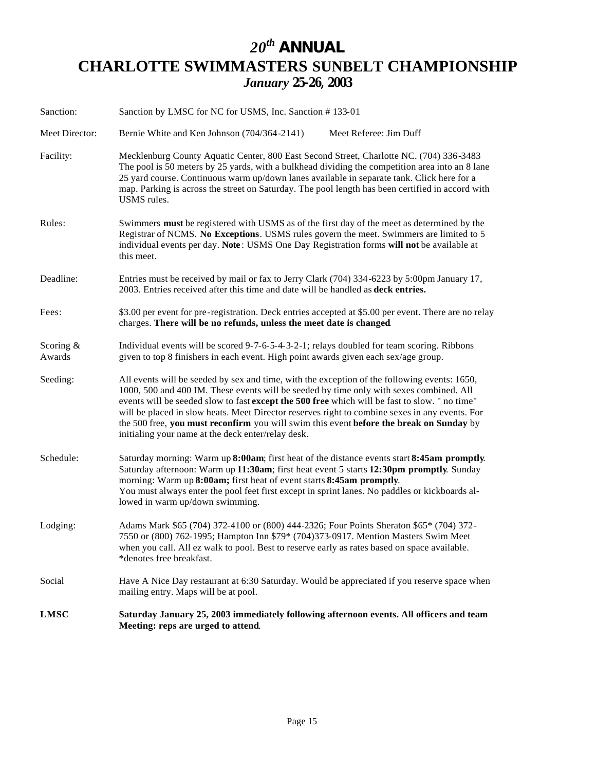# *20th* ANNUAL
# CHARLOTTE SWIMMASTERS SUNBELT CHAMPIONSHIP
## *January* 25-26, 2003

| | |
|---|---|
| Sanction: | Sanction by LMSC for NC for USMS, Inc. Sanction # 133-01 |
| Meet Director: | Bernie White and Ken Johnson (704/364-2141)     Meet Referee: Jim Duff |
| Facility: | Mecklenburg County Aquatic Center, 800 East Second Street, Charlotte NC. (704) 336-3483 The pool is 50 meters by 25 yards, with a bulkhead dividing the competition area into an 8 lane 25 yard course. Continuous warm up/down lanes available in separate tank. Click here for a map. Parking is across the street on Saturday. The pool length has been certified in accord with USMS rules. |
| Rules: | Swimmers **must** be registered with USMS as of the first day of the meet as determined by the Registrar of NCMS. **No Exceptions**. USMS rules govern the meet. Swimmers are limited to 5 individual events per day. **Note**: USMS One Day Registration forms **will not** be available at this meet. |
| Deadline: | Entries must be received by mail or fax to Jerry Clark (704) 334-6223 by 5:00pm January 17, 2003. Entries received after this time and date will be handled as **deck entries.** |
| Fees: | $3.00 per event for pre-registration. Deck entries accepted at $5.00 per event. There are no relay charges. **There will be no refunds, unless the meet date is changed**. |
| Scoring & Awards | Individual events will be scored 9-7-6-5-4-3-2-1; relays doubled for team scoring. Ribbons given to top 8 finishers in each event. High point awards given each sex/age group. |
| Seeding: | All events will be seeded by sex and time, with the exception of the following events: 1650, 1000, 500 and 400 IM. These events will be seeded by time only with sexes combined. All events will be seeded slow to fast **except the 500 free** which will be fast to slow. " no time" will be placed in slow heats. Meet Director reserves right to combine sexes in any events. For the 500 free, **you must reconfirm** you will swim this event **before the break on Sunday** by initialing your name at the deck enter/relay desk. |
| Schedule: | Saturday morning: Warm up **8:00am**; first heat of the distance events start **8:45am promptly**. Saturday afternoon: Warm up **11:30am**; first heat event 5 starts **12:30pm promptly**. Sunday morning: Warm up **8:00am;** first heat of event starts **8:45am promptly**. You must always enter the pool feet first except in sprint lanes. No paddles or kickboards allowed in warm up/down swimming. |
| Lodging: | Adams Mark $65 (704) 372-4100 or (800) 444-2326; Four Points Sheraton $65* (704) 372-7550 or (800) 762-1995; Hampton Inn $79* (704)373-0917. Mention Masters Swim Meet when you call. All ez walk to pool. Best to reserve early as rates based on space available. *denotes free breakfast. |
| Social | Have A Nice Day restaurant at 6:30 Saturday. Would be appreciated if you reserve space when mailing entry. Maps will be at pool. |
| **LMSC Meeting:** | **Saturday January 25, 2003 immediately following afternoon events. All officers and team reps are urged to attend**. |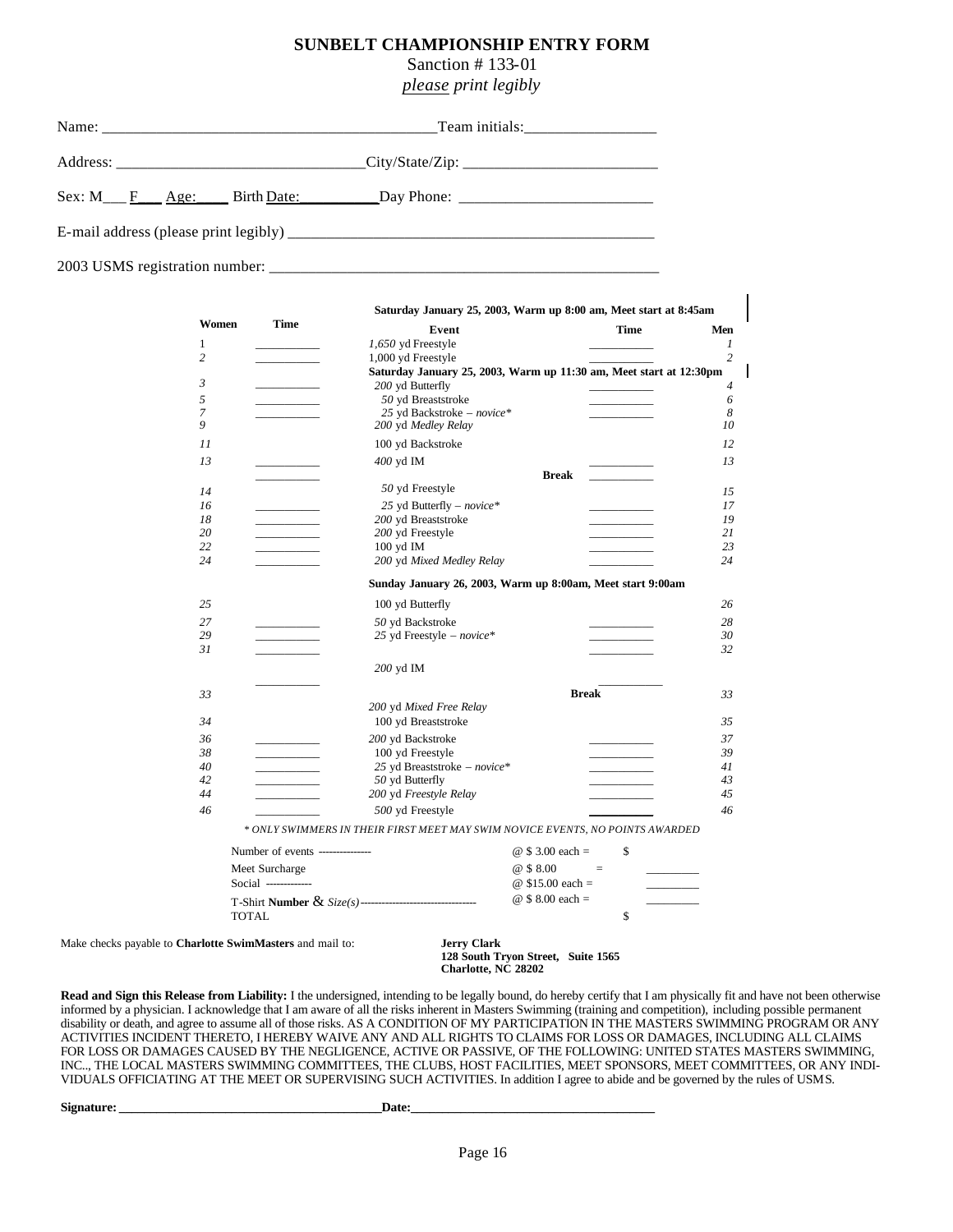# SUNBELT CHAMPIONSHIP ENTRY FORM

Sanction # 133-01

*please print legibly*

Name: ________________________________________ Team initials: _________________

Address: _______________________________ City/State/Zip: _________________________

Sex: M___ F___ Age:____ Birth Date:__________ Day Phone: _________________________

E-mail address (please print legibly) _______________________________________________

2003 USMS registration number: ___________________________________________________

| Women | Time | Event | Time | Men |
|---|---|---|---|---|
| | | **Saturday January 25, 2003, Warm up 8:00 am, Meet start at 8:45am** | | |
| 1 | __________ | 1,650 yd Freestyle | __________ | 1 |
| 2 | __________ | 1,000 yd Freestyle | __________ | 2 |
| | | **Saturday January 25, 2003, Warm up 11:30 am, Meet start at 12:30pm** | | |
| 3 | __________ | 200 yd Butterfly | __________ | 4 |
| 5 | __________ | 50 yd Breaststroke | __________ | 6 |
| 7 | __________ | 25 yd Backstroke – *novice** | __________ | 8 |
| 9 | | 200 yd *Medley Relay* | | 10 |
| 11 | | 100 yd Backstroke | | 12 |
| 13 | __________ | 400 yd IM | __________ | 13 |
| | __________ | **Break** | __________ | |
| 14 | | 50 yd Freestyle | | 15 |
| 16 | __________ | 25 yd Butterfly – *novice** | __________ | 17 |
| 18 | __________ | 200 yd Breaststroke | __________ | 19 |
| 20 | __________ | 200 yd Freestyle | __________ | 21 |
| 22 | __________ | 100 yd IM | __________ | 23 |
| 24 | __________ | 200 yd *Mixed Medley Relay* | __________ | 24 |
| | | **Sunday January 26, 2003, Warm up 8:00am, Meet start 9:00am** | | |
| 25 | | 100 yd Butterfly | | 26 |
| 27 | __________ | 50 yd Backstroke | __________ | 28 |
| 29 | __________ | 25 yd Freestyle – *novice** | __________ | 30 |
| 31 | __________ | | __________ | 32 |
| | | 200 yd IM | | |
| | __________ | | __________ | |
| 33 | | **Break** | | 33 |
| | | 200 yd *Mixed Free Relay* | | |
| 34 | | 100 yd Breaststroke | | 35 |
| 36 | __________ | 200 yd Backstroke | __________ | 37 |
| 38 | __________ | 100 yd Freestyle | __________ | 39 |
| 40 | __________ | 25 yd Breaststroke – *novice** | __________ | 41 |
| 42 | __________ | 50 yd Butterfly | __________ | 43 |
| 44 | __________ | 200 yd *Freestyle Relay* | __________ | 45 |
| 46 | __________ | 500 yd Freestyle | __________ | 46 |

*\* ONLY SWIMMERS IN THEIR FIRST MEET MAY SWIM NOVICE EVENTS, NO POINTS AWARDED*

| | | |
|---|---|---|
| Number of events -------------- | @ $ 3.00 each = | $ |
| Meet Surcharge | @ $ 8.00 = | ________ |
| Social ------------- | @ $15.00 each = | ________ |
| T-Shirt **Number** & *Size(s)*-------------------------------- | @ $ 8.00 each = | ________ |
| TOTAL | | $ |

Make checks payable to **Charlotte SwimMasters** and mail to:

**Jerry Clark**
**128 South Tryon Street, Suite 1565**
**Charlotte, NC 28202**

**Read and Sign this Release from Liability:** I the undersigned, intending to be legally bound, do hereby certify that I am physically fit and have not been otherwise informed by a physician. I acknowledge that I am aware of all the risks inherent in Masters Swimming (training and competition), including possible permanent disability or death, and agree to assume all of those risks. AS A CONDITION OF MY PARTICIPATION IN THE MASTERS SWIMMING PROGRAM OR ANY ACTIVITIES INCIDENT THERETO, I HEREBY WAIVE ANY AND ALL RIGHTS TO CLAIMS FOR LOSS OR DAMAGES, INCLUDING ALL CLAIMS FOR LOSS OR DAMAGES CAUSED BY THE NEGLIGENCE, ACTIVE OR PASSIVE, OF THE FOLLOWING: UNITED STATES MASTERS SWIMMING, INC.., THE LOCAL MASTERS SWIMMING COMMITTEES, THE CLUBS, HOST FACILITIES, MEET SPONSORS, MEET COMMITTEES, OR ANY INDIVIDUALS OFFICIATING AT THE MEET OR SUPERVISING SUCH ACTIVITIES. In addition I agree to abide and be governed by the rules of USMS.

**Signature: ________________________________________ Date: ____________________________________**